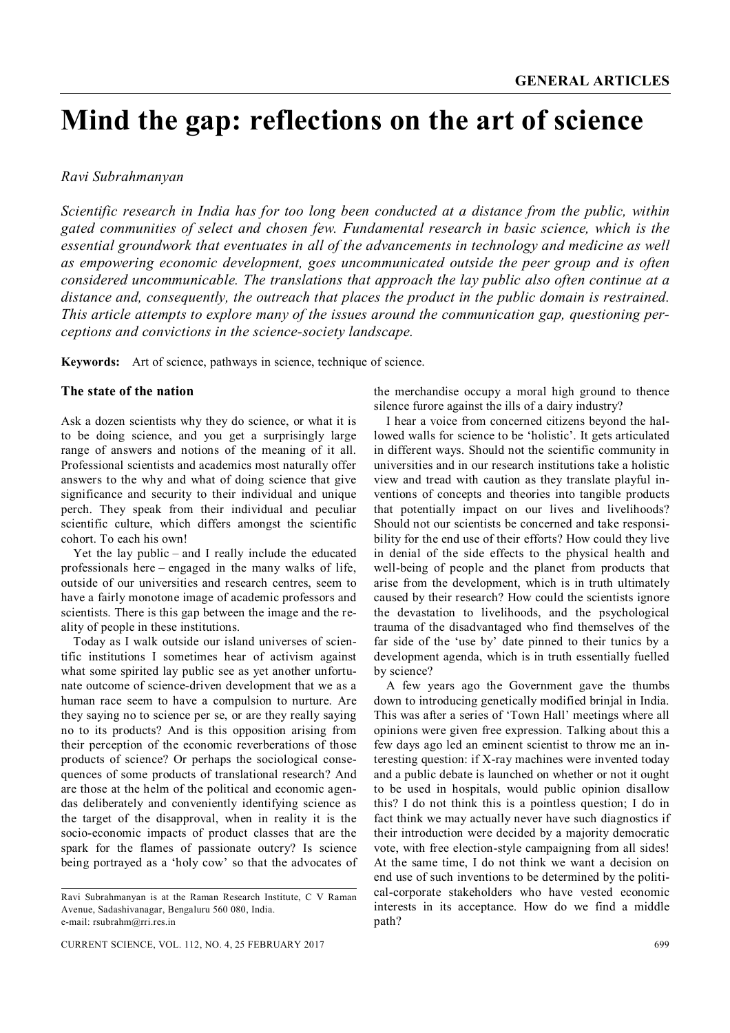# Mind the gap: reflections on the art of science

*Ravi Subrahmanyan*

*Scientific research in India has for too long been conducted at a distance from the public, within gated communities of select and chosen few. Fundamental research in basic science, which is the essential groundwork that eventuates in all of the advancements in technology and medicine as well as empowering economic development, goes uncommunicated outside the peer group and is often considered uncommunicable. The translations that approach the lay public also often continue at a distance and, consequently, the outreach that places the product in the public domain is restrained. This article attempts to explore many of the issues around the communication gap, questioning perceptions and convictions in the science-society landscape.*

**Keywords:** Art of science, pathways in science, technique of science.

## The state of the nation

Ask a dozen scientists why they do science, or what it is to be doing science, and you get a surprisingly large range of answers and notions of the meaning of it all. Professional scientists and academics most naturally offer answers to the why and what of doing science that give significance and security to their individual and unique perch. They speak from their individual and peculiar scientific culture, which differs amongst the scientific cohort. To each his own!

Yet the lay public – and I really include the educated professionals here – engaged in the many walks of life, outside of our universities and research centres, seem to have a fairly monotone image of academic professors and scientists. There is this gap between the image and the reality of people in these institutions.

Today as I walk outside our island universes of scientific institutions I sometimes hear of activism against what some spirited lay public see as yet another unfortunate outcome of science-driven development that we as a human race seem to have a compulsion to nurture. Are they saying no to science per se, or are they really saying no to its products? And is this opposition arising from their perception of the economic reverberations of those products of science? Or perhaps the sociological consequences of some products of translational research? And are those at the helm of the political and economic agendas deliberately and conveniently identifying science as the target of the disapproval, when in reality it is the socio-economic impacts of product classes that are the spark for the flames of passionate outcry? Is science being portrayed as a 'holy cow' so that the advocates of the merchandise occupy a moral high ground to thence silence furore against the ills of a dairy industry?

I hear a voice from concerned citizens beyond the hallowed walls for science to be 'holistic'. It gets articulated in different ways. Should not the scientific community in universities and in our research institutions take a holistic view and tread with caution as they translate playful inventions of concepts and theories into tangible products that potentially impact on our lives and livelihoods? Should not our scientists be concerned and take responsibility for the end use of their efforts? How could they live in denial of the side effects to the physical health and well-being of people and the planet from products that arise from the development, which is in truth ultimately caused by their research? How could the scientists ignore the devastation to livelihoods, and the psychological trauma of the disadvantaged who find themselves of the far side of the 'use by' date pinned to their tunics by a development agenda, which is in truth essentially fuelled by science?

A few years ago the Government gave the thumbs down to introducing genetically modified brinjal in India. This was after a series of 'Town Hall' meetings where all opinions were given free expression. Talking about this a few days ago led an eminent scientist to throw me an interesting question: if X-ray machines were invented today and a public debate is launched on whether or not it ought to be used in hospitals, would public opinion disallow this? I do not think this is a pointless question; I do in fact think we may actually never have such diagnostics if their introduction were decided by a majority democratic vote, with free election-style campaigning from all sides! At the same time, I do not think we want a decision on end use of such inventions to be determined by the political-corporate stakeholders who have vested economic interests in its acceptance. How do we find a middle path?

---

Ravi Subrahmanyan is at the Raman Research Institute, C V Raman Avenue, Sadashivanagar, Bengaluru 560 080, India.
e-mail: rsubrahm@rri.res.in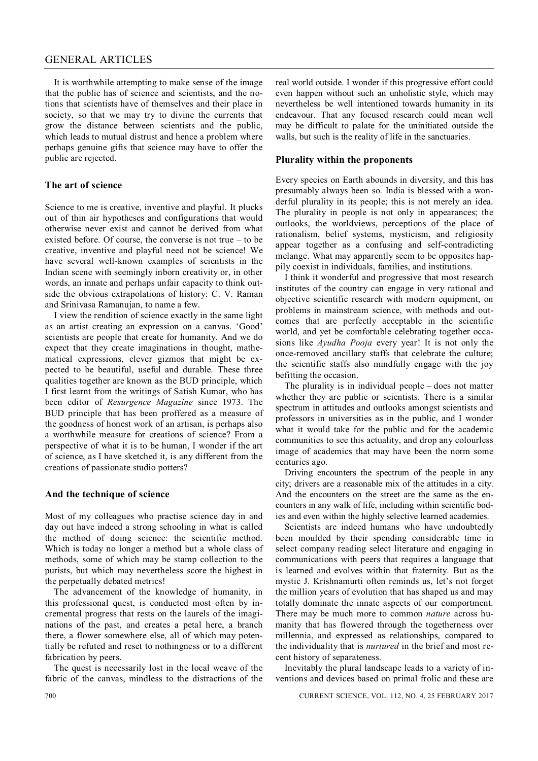It is worthwhile attempting to make sense of the image that the public has of science and scientists, and the notions that scientists have of themselves and their place in society, so that we may try to divine the currents that grow the distance between scientists and the public, which leads to mutual distrust and hence a problem where perhaps genuine gifts that science may have to offer the public are rejected.

## The art of science

Science to me is creative, inventive and playful. It plucks out of thin air hypotheses and configurations that would otherwise never exist and cannot be derived from what existed before. Of course, the converse is not true – to be creative, inventive and playful need not be science! We have several well-known examples of scientists in the Indian scene with seemingly inborn creativity or, in other words, an innate and perhaps unfair capacity to think outside the obvious extrapolations of history: C. V. Raman and Srinivasa Ramanujan, to name a few.

I view the rendition of science exactly in the same light as an artist creating an expression on a canvas. 'Good' scientists are people that create for humanity. And we do expect that they create imaginations in thought, mathematical expressions, clever gizmos that might be expected to be beautiful, useful and durable. These three qualities together are known as the BUD principle, which I first learnt from the writings of Satish Kumar, who has been editor of *Resurgence Magazine* since 1973. The BUD principle that has been proffered as a measure of the goodness of honest work of an artisan, is perhaps also a worthwhile measure for creations of science? From a perspective of what it is to be human, I wonder if the art of science, as I have sketched it, is any different from the creations of passionate studio potters?

## And the technique of science

Most of my colleagues who practise science day in and day out have indeed a strong schooling in what is called the method of doing science: the scientific method. Which is today no longer a method but a whole class of methods, some of which may be stamp collection to the purists, but which may nevertheless score the highest in the perpetually debated metrics!

The advancement of the knowledge of humanity, in this professional quest, is conducted most often by incremental progress that rests on the laurels of the imaginations of the past, and creates a petal here, a branch there, a flower somewhere else, all of which may potentially be refuted and reset to nothingness or to a different fabrication by peers.

The quest is necessarily lost in the local weave of the fabric of the canvas, mindless to the distractions of the real world outside. I wonder if this progressive effort could even happen without such an unholistic style, which may nevertheless be well intentioned towards humanity in its endeavour. That any focused research could mean well may be difficult to palate for the uninitiated outside the walls, but such is the reality of life in the sanctuaries.

## Plurality within the proponents

Every species on Earth abounds in diversity, and this has presumably always been so. India is blessed with a wonderful plurality in its people; this is not merely an idea. The plurality in people is not only in appearances; the outlooks, the worldviews, perceptions of the place of rationalism, belief systems, mysticism, and religiosity appear together as a confusing and self-contradicting melange. What may apparently seem to be opposites happily coexist in individuals, families, and institutions.

I think it wonderful and progressive that most research institutes of the country can engage in very rational and objective scientific research with modern equipment, on problems in mainstream science, with methods and outcomes that are perfectly acceptable in the scientific world, and yet be comfortable celebrating together occasions like *Ayudha Pooja* every year! It is not only the once-removed ancillary staffs that celebrate the culture; the scientific staffs also mindfully engage with the joy befitting the occasion.

The plurality is in individual people – does not matter whether they are public or scientists. There is a similar spectrum in attitudes and outlooks amongst scientists and professors in universities as in the public, and I wonder what it would take for the public and for the academic communities to see this actuality, and drop any colourless image of academics that may have been the norm some centuries ago.

Driving encounters the spectrum of the people in any city; drivers are a reasonable mix of the attitudes in a city. And the encounters on the street are the same as the encounters in any walk of life, including within scientific bodies and even within the highly selective learned academies.

Scientists are indeed humans who have undoubtedly been moulded by their spending considerable time in select company reading select literature and engaging in communications with peers that requires a language that is learned and evolves within that fraternity. But as the mystic J. Krishnamurti often reminds us, let's not forget the million years of evolution that has shaped us and may totally dominate the innate aspects of our comportment. There may be much more to common *nature* across humanity that has flowered through the togetherness over millennia, and expressed as relationships, compared to the individuality that is *nurtured* in the brief and most recent history of separateness.

Inevitably the plural landscape leads to a variety of inventions and devices based on primal frolic and these are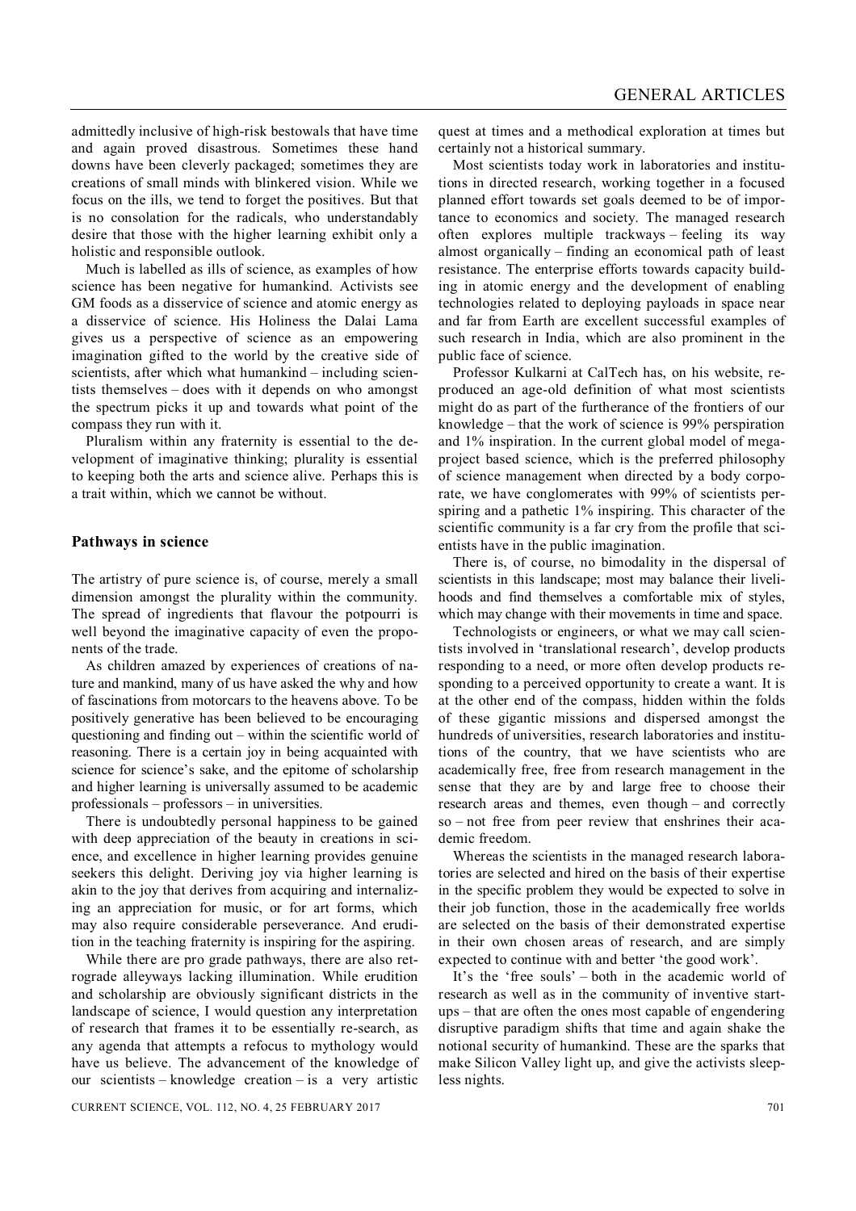admittedly inclusive of high-risk bestowals that have time and again proved disastrous. Sometimes these hand downs have been cleverly packaged; sometimes they are creations of small minds with blinkered vision. While we focus on the ills, we tend to forget the positives. But that is no consolation for the radicals, who understandably desire that those with the higher learning exhibit only a holistic and responsible outlook.

Much is labelled as ills of science, as examples of how science has been negative for humankind. Activists see GM foods as a disservice of science and atomic energy as a disservice of science. His Holiness the Dalai Lama gives us a perspective of science as an empowering imagination gifted to the world by the creative side of scientists, after which what humankind – including scientists themselves – does with it depends on who amongst the spectrum picks it up and towards what point of the compass they run with it.

Pluralism within any fraternity is essential to the development of imaginative thinking; plurality is essential to keeping both the arts and science alive. Perhaps this is a trait within, which we cannot be without.

## Pathways in science

The artistry of pure science is, of course, merely a small dimension amongst the plurality within the community. The spread of ingredients that flavour the potpourri is well beyond the imaginative capacity of even the proponents of the trade.

As children amazed by experiences of creations of nature and mankind, many of us have asked the why and how of fascinations from motorcars to the heavens above. To be positively generative has been believed to be encouraging questioning and finding out – within the scientific world of reasoning. There is a certain joy in being acquainted with science for science's sake, and the epitome of scholarship and higher learning is universally assumed to be academic professionals – professors – in universities.

There is undoubtedly personal happiness to be gained with deep appreciation of the beauty in creations in science, and excellence in higher learning provides genuine seekers this delight. Deriving joy via higher learning is akin to the joy that derives from acquiring and internalizing an appreciation for music, or for art forms, which may also require considerable perseverance. And erudition in the teaching fraternity is inspiring for the aspiring.

While there are pro grade pathways, there are also retrograde alleyways lacking illumination. While erudition and scholarship are obviously significant districts in the landscape of science, I would question any interpretation of research that frames it to be essentially re-search, as any agenda that attempts a refocus to mythology would have us believe. The advancement of the knowledge of our scientists – knowledge creation – is a very artistic quest at times and a methodical exploration at times but certainly not a historical summary.

Most scientists today work in laboratories and institutions in directed research, working together in a focused planned effort towards set goals deemed to be of importance to economics and society. The managed research often explores multiple trackways – feeling its way almost organically – finding an economical path of least resistance. The enterprise efforts towards capacity building in atomic energy and the development of enabling technologies related to deploying payloads in space near and far from Earth are excellent successful examples of such research in India, which are also prominent in the public face of science.

Professor Kulkarni at CalTech has, on his website, reproduced an age-old definition of what most scientists might do as part of the furtherance of the frontiers of our knowledge – that the work of science is 99% perspiration and 1% inspiration. In the current global model of megaproject based science, which is the preferred philosophy of science management when directed by a body corporate, we have conglomerates with 99% of scientists perspiring and a pathetic 1% inspiring. This character of the scientific community is a far cry from the profile that scientists have in the public imagination.

There is, of course, no bimodality in the dispersal of scientists in this landscape; most may balance their livelihoods and find themselves a comfortable mix of styles, which may change with their movements in time and space.

Technologists or engineers, or what we may call scientists involved in 'translational research', develop products responding to a need, or more often develop products responding to a perceived opportunity to create a want. It is at the other end of the compass, hidden within the folds of these gigantic missions and dispersed amongst the hundreds of universities, research laboratories and institutions of the country, that we have scientists who are academically free, free from research management in the sense that they are by and large free to choose their research areas and themes, even though – and correctly so – not free from peer review that enshrines their academic freedom.

Whereas the scientists in the managed research laboratories are selected and hired on the basis of their expertise in the specific problem they would be expected to solve in their job function, those in the academically free worlds are selected on the basis of their demonstrated expertise in their own chosen areas of research, and are simply expected to continue with and better 'the good work'.

It's the 'free souls' – both in the academic world of research as well as in the community of inventive startups – that are often the ones most capable of engendering disruptive paradigm shifts that time and again shake the notional security of humankind. These are the sparks that make Silicon Valley light up, and give the activists sleepless nights.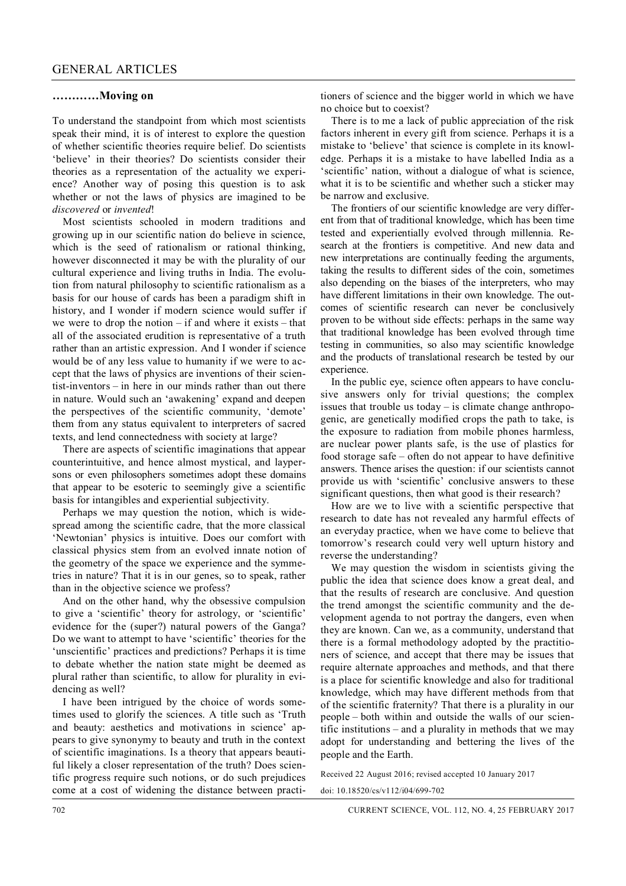## …………Moving on

To understand the standpoint from which most scientists speak their mind, it is of interest to explore the question of whether scientific theories require belief. Do scientists 'believe' in their theories? Do scientists consider their theories as a representation of the actuality we experience? Another way of posing this question is to ask whether or not the laws of physics are imagined to be *discovered* or *invented*!

Most scientists schooled in modern traditions and growing up in our scientific nation do believe in science, which is the seed of rationalism or rational thinking, however disconnected it may be with the plurality of our cultural experience and living truths in India. The evolution from natural philosophy to scientific rationalism as a basis for our house of cards has been a paradigm shift in history, and I wonder if modern science would suffer if we were to drop the notion – if and where it exists – that all of the associated erudition is representative of a truth rather than an artistic expression. And I wonder if science would be of any less value to humanity if we were to accept that the laws of physics are inventions of their scientist-inventors – in here in our minds rather than out there in nature. Would such an 'awakening' expand and deepen the perspectives of the scientific community, 'demote' them from any status equivalent to interpreters of sacred texts, and lend connectedness with society at large?

There are aspects of scientific imaginations that appear counterintuitive, and hence almost mystical, and laypersons or even philosophers sometimes adopt these domains that appear to be esoteric to seemingly give a scientific basis for intangibles and experiential subjectivity.

Perhaps we may question the notion, which is widespread among the scientific cadre, that the more classical 'Newtonian' physics is intuitive. Does our comfort with classical physics stem from an evolved innate notion of the geometry of the space we experience and the symmetries in nature? That it is in our genes, so to speak, rather than in the objective science we profess?

And on the other hand, why the obsessive compulsion to give a 'scientific' theory for astrology, or 'scientific' evidence for the (super?) natural powers of the Ganga? Do we want to attempt to have 'scientific' theories for the 'unscientific' practices and predictions? Perhaps it is time to debate whether the nation state might be deemed as plural rather than scientific, to allow for plurality in evidencing as well?

I have been intrigued by the choice of words sometimes used to glorify the sciences. A title such as 'Truth and beauty: aesthetics and motivations in science' appears to give synonymy to beauty and truth in the context of scientific imaginations. Is a theory that appears beautiful likely a closer representation of the truth? Does scientific progress require such notions, or do such prejudices come at a cost of widening the distance between practitioners of science and the bigger world in which we have no choice but to coexist?

There is to me a lack of public appreciation of the risk factors inherent in every gift from science. Perhaps it is a mistake to 'believe' that science is complete in its knowledge. Perhaps it is a mistake to have labelled India as a 'scientific' nation, without a dialogue of what is science, what it is to be scientific and whether such a sticker may be narrow and exclusive.

The frontiers of our scientific knowledge are very different from that of traditional knowledge, which has been time tested and experientially evolved through millennia. Research at the frontiers is competitive. And new data and new interpretations are continually feeding the arguments, taking the results to different sides of the coin, sometimes also depending on the biases of the interpreters, who may have different limitations in their own knowledge. The outcomes of scientific research can never be conclusively proven to be without side effects: perhaps in the same way that traditional knowledge has been evolved through time testing in communities, so also may scientific knowledge and the products of translational research be tested by our experience.

In the public eye, science often appears to have conclusive answers only for trivial questions; the complex issues that trouble us today – is climate change anthropogenic, are genetically modified crops the path to take, is the exposure to radiation from mobile phones harmless, are nuclear power plants safe, is the use of plastics for food storage safe – often do not appear to have definitive answers. Thence arises the question: if our scientists cannot provide us with 'scientific' conclusive answers to these significant questions, then what good is their research?

How are we to live with a scientific perspective that research to date has not revealed any harmful effects of an everyday practice, when we have come to believe that tomorrow's research could very well upturn history and reverse the understanding?

We may question the wisdom in scientists giving the public the idea that science does know a great deal, and that the results of research are conclusive. And question the trend amongst the scientific community and the development agenda to not portray the dangers, even when they are known. Can we, as a community, understand that there is a formal methodology adopted by the practitioners of science, and accept that there may be issues that require alternate approaches and methods, and that there is a place for scientific knowledge and also for traditional knowledge, which may have different methods from that of the scientific fraternity? That there is a plurality in our people – both within and outside the walls of our scientific institutions – and a plurality in methods that we may adopt for understanding and bettering the lives of the people and the Earth.

Received 22 August 2016; revised accepted 10 January 2017

doi: 10.18520/cs/v112/i04/699-702